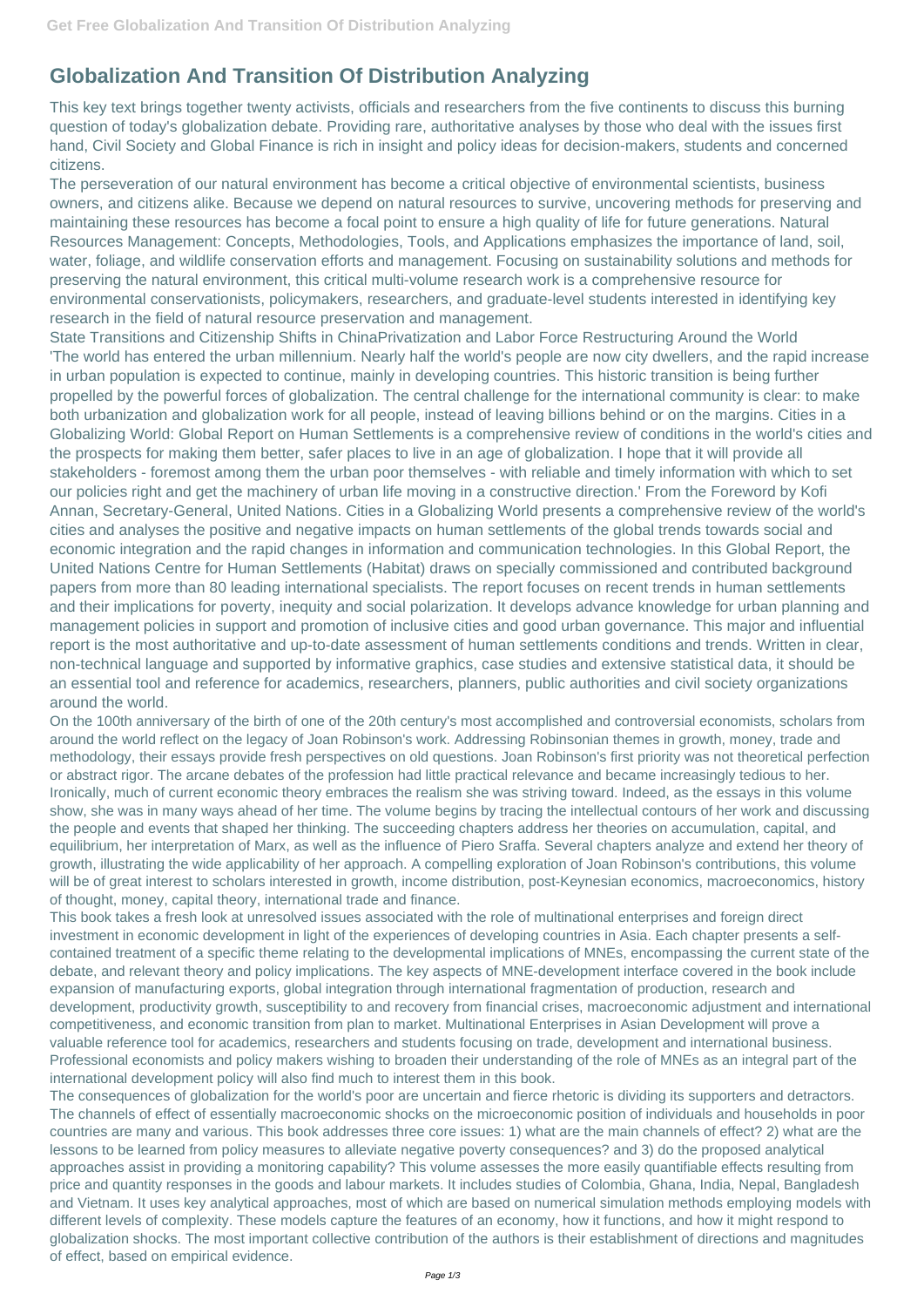# Globalization And Transition Of Distribution Analyzing

This key text brings together twenty activists, officials and researchers from the five continents to discuss this burning question of today's globalization debate. Providing rare, authoritative analyses by those who deal with the issues first hand, Civil Society and Global Finance is rich in insight and policy ideas for decision-makers, students and concerned citizens.

The perseveration of our natural environment has become a critical objective of environmental scientists, business owners, and citizens alike. Because we depend on natural resources to survive, uncovering methods for preserving and maintaining these resources has become a focal point to ensure a high quality of life for future generations. Natural Resources Management: Concepts, Methodologies, Tools, and Applications emphasizes the importance of land, soil, water, foliage, and wildlife conservation efforts and management. Focusing on sustainability solutions and methods for preserving the natural environment, this critical multi-volume research work is a comprehensive resource for environmental conservationists, policymakers, researchers, and graduate-level students interested in identifying key research in the field of natural resource preservation and management.

State Transitions and Citizenship Shifts in ChinaPrivatization and Labor Force Restructuring Around the World

'The world has entered the urban millennium. Nearly half the world's people are now city dwellers, and the rapid increase in urban population is expected to continue, mainly in developing countries. This historic transition is being further propelled by the powerful forces of globalization. The central challenge for the international community is clear: to make both urbanization and globalization work for all people, instead of leaving billions behind or on the margins. Cities in a Globalizing World: Global Report on Human Settlements is a comprehensive review of conditions in the world's cities and the prospects for making them better, safer places to live in an age of globalization. I hope that it will provide all stakeholders - foremost among them the urban poor themselves - with reliable and timely information with which to set our policies right and get the machinery of urban life moving in a constructive direction.' From the Foreword by Kofi Annan, Secretary-General, United Nations. Cities in a Globalizing World presents a comprehensive review of the world's cities and analyses the positive and negative impacts on human settlements of the global trends towards social and economic integration and the rapid changes in information and communication technologies. In this Global Report, the United Nations Centre for Human Settlements (Habitat) draws on specially commissioned and contributed background papers from more than 80 leading international specialists. The report focuses on recent trends in human settlements and their implications for poverty, inequity and social polarization. It develops advance knowledge for urban planning and management policies in support and promotion of inclusive cities and good urban governance. This major and influential report is the most authoritative and up-to-date assessment of human settlements conditions and trends. Written in clear, non-technical language and supported by informative graphics, case studies and extensive statistical data, it should be an essential tool and reference for academics, researchers, planners, public authorities and civil society organizations around the world.

On the 100th anniversary of the birth of one of the 20th century's most accomplished and controversial economists, scholars from around the world reflect on the legacy of Joan Robinson's work. Addressing Robinsonian themes in growth, money, trade and methodology, their essays provide fresh perspectives on old questions. Joan Robinson's first priority was not theoretical perfection or abstract rigor. The arcane debates of the profession had little practical relevance and became increasingly tedious to her. Ironically, much of current economic theory embraces the realism she was striving toward. Indeed, as the essays in this volume show, she was in many ways ahead of her time. The volume begins by tracing the intellectual contours of her work and discussing the people and events that shaped her thinking. The succeeding chapters address her theories on accumulation, capital, and equilibrium, her interpretation of Marx, as well as the influence of Piero Sraffa. Several chapters analyze and extend her theory of growth, illustrating the wide applicability of her approach. A compelling exploration of Joan Robinson's contributions, this volume will be of great interest to scholars interested in growth, income distribution, post-Keynesian economics, macroeconomics, history of thought, money, capital theory, international trade and finance.

This book takes a fresh look at unresolved issues associated with the role of multinational enterprises and foreign direct investment in economic development in light of the experiences of developing countries in Asia. Each chapter presents a self-contained treatment of a specific theme relating to the developmental implications of MNEs, encompassing the current state of the debate, and relevant theory and policy implications. The key aspects of MNE-development interface covered in the book include expansion of manufacturing exports, global integration through international fragmentation of production, research and development, productivity growth, susceptibility to and recovery from financial crises, macroeconomic adjustment and international competitiveness, and economic transition from plan to market. Multinational Enterprises in Asian Development will prove a valuable reference tool for academics, researchers and students focusing on trade, development and international business. Professional economists and policy makers wishing to broaden their understanding of the role of MNEs as an integral part of the international development policy will also find much to interest them in this book.

The consequences of globalization for the world's poor are uncertain and fierce rhetoric is dividing its supporters and detractors. The channels of effect of essentially macroeconomic shocks on the microeconomic position of individuals and households in poor countries are many and various. This book addresses three core issues: 1) what are the main channels of effect? 2) what are the lessons to be learned from policy measures to alleviate negative poverty consequences? and 3) do the proposed analytical approaches assist in providing a monitoring capability? This volume assesses the more easily quantifiable effects resulting from price and quantity responses in the goods and labour markets. It includes studies of Colombia, Ghana, India, Nepal, Bangladesh and Vietnam. It uses key analytical approaches, most of which are based on numerical simulation methods employing models with different levels of complexity. These models capture the features of an economy, how it functions, and how it might respond to globalization shocks. The most important collective contribution of the authors is their establishment of directions and magnitudes of effect, based on empirical evidence.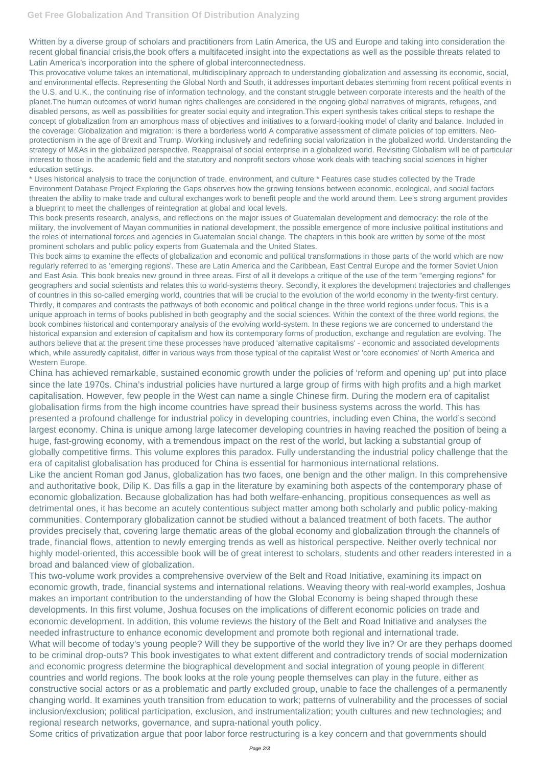Written by a diverse group of scholars and practitioners from Latin America, the US and Europe and taking into consideration the recent global financial crisis,the book offers a multifaceted insight into the expectations as well as the possible threats related to Latin America's incorporation into the sphere of global interconnectedness.

This provocative volume takes an international, multidisciplinary approach to understanding globalization and assessing its economic, social, and environmental effects. Representing the Global North and South, it addresses important debates stemming from recent political events in the U.S. and U.K., the continuing rise of information technology, and the constant struggle between corporate interests and the health of the planet.The human outcomes of world human rights challenges are considered in the ongoing global narratives of migrants, refugees, and disabled persons, as well as possibilities for greater social equity and integration.This expert synthesis takes critical steps to reshape the concept of globalization from an amorphous mass of objectives and initiatives to a forward-looking model of clarity and balance. Included in the coverage: Globalization and migration: is there a borderless world A comparative assessment of climate policies of top emitters. Neo-protectionism in the age of Brexit and Trump. Working inclusively and redefining social valorization in the globalized world. Understanding the strategy of M&As in the globalized perspective. Reappraisal of social enterprise in a globalized world. Revisiting Globalism will be of particular interest to those in the academic field and the statutory and nonprofit sectors whose work deals with teaching social sciences in higher education settings.

* Uses historical analysis to trace the conjunction of trade, environment, and culture * Features case studies collected by the Trade Environment Database Project Exploring the Gaps observes how the growing tensions between economic, ecological, and social factors threaten the ability to make trade and cultural exchanges work to benefit people and the world around them. Lee's strong argument provides a blueprint to meet the challenges of reintegration at global and local levels.

This book presents research, analysis, and reflections on the major issues of Guatemalan development and democracy: the role of the military, the involvement of Mayan communities in national development, the possible emergence of more inclusive political institutions and the roles of international forces and agencies in Guatemalan social change. The chapters in this book are written by some of the most prominent scholars and public policy experts from Guatemala and the United States.

This book aims to examine the effects of globalization and economic and political transformations in those parts of the world which are now regularly referred to as 'emerging regions'. These are Latin America and the Caribbean, East Central Europe and the former Soviet Union and East Asia. This book breaks new ground in three areas. First of all it develops a critique of the use of the term "emerging regions" for geographers and social scientists and relates this to world-systems theory. Secondly, it explores the development trajectories and challenges of countries in this so-called emerging world, countries that will be crucial to the evolution of the world economy in the twenty-first century. Thirdly, it compares and contrasts the pathways of both economic and political change in the three world regions under focus. This is a unique approach in terms of books published in both geography and the social sciences. Within the context of the three world regions, the book combines historical and contemporary analysis of the evolving world-system. In these regions we are concerned to understand the historical expansion and extension of capitalism and how its contemporary forms of production, exchange and regulation are evolving. The authors believe that at the present time these processes have produced 'alternative capitalisms' - economic and associated developments which, while assuredly capitalist, differ in various ways from those typical of the capitalist West or 'core economies' of North America and Western Europe.

China has achieved remarkable, sustained economic growth under the policies of 'reform and opening up' put into place since the late 1970s. China's industrial policies have nurtured a large group of firms with high profits and a high market capitalisation. However, few people in the West can name a single Chinese firm. During the modern era of capitalist globalisation firms from the high income countries have spread their business systems across the world. This has presented a profound challenge for industrial policy in developing countries, including even China, the world's second largest economy. China is unique among large latecomer developing countries in having reached the position of being a huge, fast-growing economy, with a tremendous impact on the rest of the world, but lacking a substantial group of globally competitive firms. This volume explores this paradox. Fully understanding the industrial policy challenge that the era of capitalist globalisation has produced for China is essential for harmonious international relations.

Like the ancient Roman god Janus, globalization has two faces, one benign and the other malign. In this comprehensive and authoritative book, Dilip K. Das fills a gap in the literature by examining both aspects of the contemporary phase of economic globalization. Because globalization has had both welfare-enhancing, propitious consequences as well as detrimental ones, it has become an acutely contentious subject matter among both scholarly and public policy-making communities. Contemporary globalization cannot be studied without a balanced treatment of both facets. The author provides precisely that, covering large thematic areas of the global economy and globalization through the channels of trade, financial flows, attention to newly emerging trends as well as historical perspective. Neither overly technical nor highly model-oriented, this accessible book will be of great interest to scholars, students and other readers interested in a broad and balanced view of globalization.

This two-volume work provides a comprehensive overview of the Belt and Road Initiative, examining its impact on economic growth, trade, financial systems and international relations. Weaving theory with real-world examples, Joshua makes an important contribution to the understanding of how the Global Economy is being shaped through these developments. In this first volume, Joshua focuses on the implications of different economic policies on trade and economic development. In addition, this volume reviews the history of the Belt and Road Initiative and analyses the needed infrastructure to enhance economic development and promote both regional and international trade.

What will become of today's young people? Will they be supportive of the world they live in? Or are they perhaps doomed to be criminal drop-outs? This book investigates to what extent different and contradictory trends of social modernization and economic progress determine the biographical development and social integration of young people in different countries and world regions. The book looks at the role young people themselves can play in the future, either as constructive social actors or as a problematic and partly excluded group, unable to face the challenges of a permanently changing world. It examines youth transition from education to work; patterns of vulnerability and the processes of social inclusion/exclusion; political participation, exclusion, and instrumentalization; youth cultures and new technologies; and regional research networks, governance, and supra-national youth policy.

Some critics of privatization argue that poor labor force restructuring is a key concern and that governments should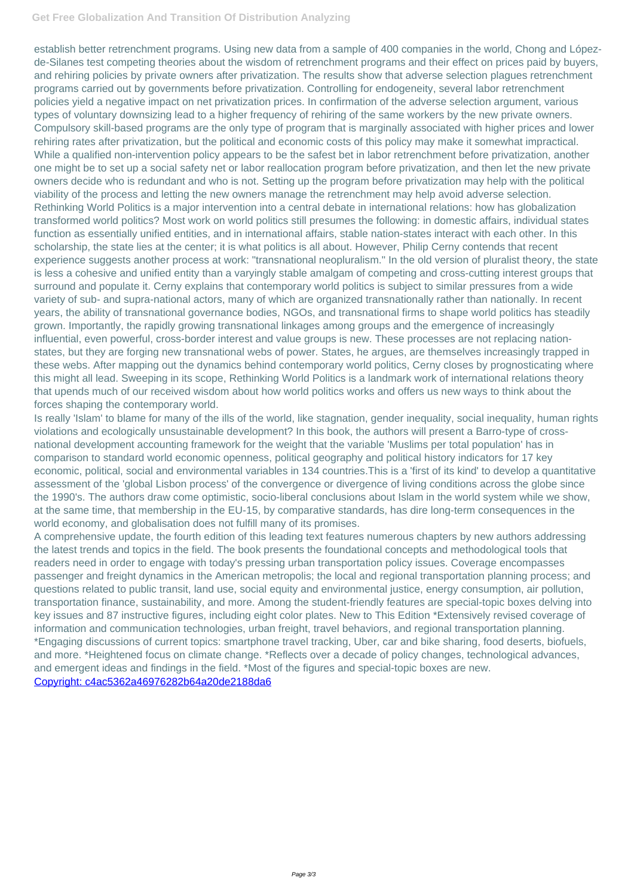establish better retrenchment programs. Using new data from a sample of 400 companies in the world, Chong and López-de-Silanes test competing theories about the wisdom of retrenchment programs and their effect on prices paid by buyers, and rehiring policies by private owners after privatization. The results show that adverse selection plagues retrenchment programs carried out by governments before privatization. Controlling for endogeneity, several labor retrenchment policies yield a negative impact on net privatization prices. In confirmation of the adverse selection argument, various types of voluntary downsizing lead to a higher frequency of rehiring of the same workers by the new private owners. Compulsory skill-based programs are the only type of program that is marginally associated with higher prices and lower rehiring rates after privatization, but the political and economic costs of this policy may make it somewhat impractical. While a qualified non-intervention policy appears to be the safest bet in labor retrenchment before privatization, another one might be to set up a social safety net or labor reallocation program before privatization, and then let the new private owners decide who is redundant and who is not. Setting up the program before privatization may help with the political viability of the process and letting the new owners manage the retrenchment may help avoid adverse selection.
Rethinking World Politics is a major intervention into a central debate in international relations: how has globalization transformed world politics? Most work on world politics still presumes the following: in domestic affairs, individual states function as essentially unified entities, and in international affairs, stable nation-states interact with each other. In this scholarship, the state lies at the center; it is what politics is all about. However, Philip Cerny contends that recent experience suggests another process at work: "transnational neopluralism." In the old version of pluralist theory, the state is less a cohesive and unified entity than a varyingly stable amalgam of competing and cross-cutting interest groups that surround and populate it. Cerny explains that contemporary world politics is subject to similar pressures from a wide variety of sub- and supra-national actors, many of which are organized transnationally rather than nationally. In recent years, the ability of transnational governance bodies, NGOs, and transnational firms to shape world politics has steadily grown. Importantly, the rapidly growing transnational linkages among groups and the emergence of increasingly influential, even powerful, cross-border interest and value groups is new. These processes are not replacing nation-states, but they are forging new transnational webs of power. States, he argues, are themselves increasingly trapped in these webs. After mapping out the dynamics behind contemporary world politics, Cerny closes by prognosticating where this might all lead. Sweeping in its scope, Rethinking World Politics is a landmark work of international relations theory that upends much of our received wisdom about how world politics works and offers us new ways to think about the forces shaping the contemporary world.
Is really 'Islam' to blame for many of the ills of the world, like stagnation, gender inequality, social inequality, human rights violations and ecologically unsustainable development? In this book, the authors will present a Barro-type of cross-national development accounting framework for the weight that the variable 'Muslims per total population' has in comparison to standard world economic openness, political geography and political history indicators for 17 key economic, political, social and environmental variables in 134 countries.This is a 'first of its kind' to develop a quantitative assessment of the 'global Lisbon process' of the convergence or divergence of living conditions across the globe since the 1990's. The authors draw come optimistic, socio-liberal conclusions about Islam in the world system while we show, at the same time, that membership in the EU-15, by comparative standards, has dire long-term consequences in the world economy, and globalisation does not fulfill many of its promises.
A comprehensive update, the fourth edition of this leading text features numerous chapters by new authors addressing the latest trends and topics in the field. The book presents the foundational concepts and methodological tools that readers need in order to engage with today's pressing urban transportation policy issues. Coverage encompasses passenger and freight dynamics in the American metropolis; the local and regional transportation planning process; and questions related to public transit, land use, social equity and environmental justice, energy consumption, air pollution, transportation finance, sustainability, and more. Among the student-friendly features are special-topic boxes delving into key issues and 87 instructive figures, including eight color plates. New to This Edition *Extensively revised coverage of information and communication technologies, urban freight, travel behaviors, and regional transportation planning. *Engaging discussions of current topics: smartphone travel tracking, Uber, car and bike sharing, food deserts, biofuels, and more. *Heightened focus on climate change. *Reflects over a decade of policy changes, technological advances, and emergent ideas and findings in the field. *Most of the figures and special-topic boxes are new.
Copyright: c4ac5362a46976282b64a20de2188da6